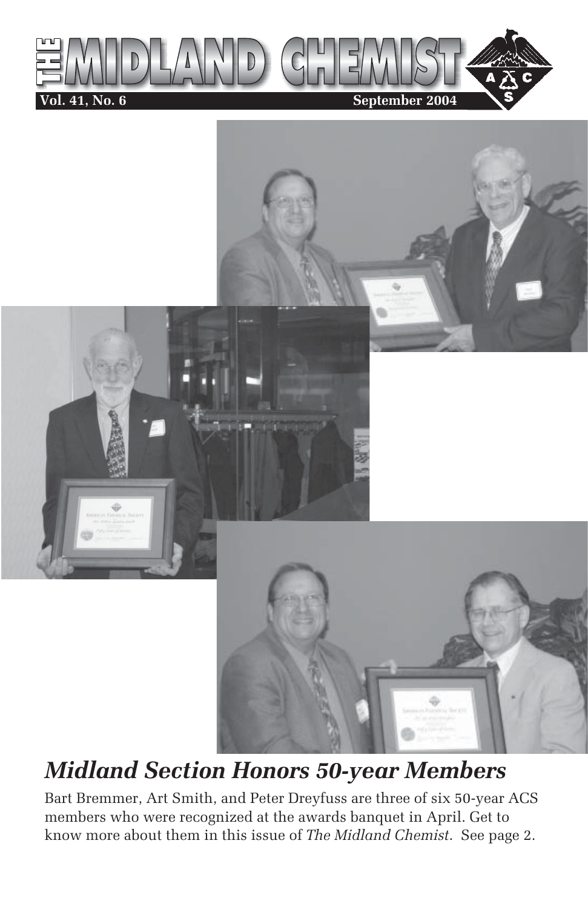# THE MIDLAND CHEMIST

**Vol. 41, No. 6** **September 2004**

## *Midland Section Honors 50-year Members*

Bart Bremmer, Art Smith, and Peter Dreyfuss are three of six 50-year ACS members who were recognized at the awards banquet in April. Get to know more about them in this issue of *The Midland Chemist*. See page 2.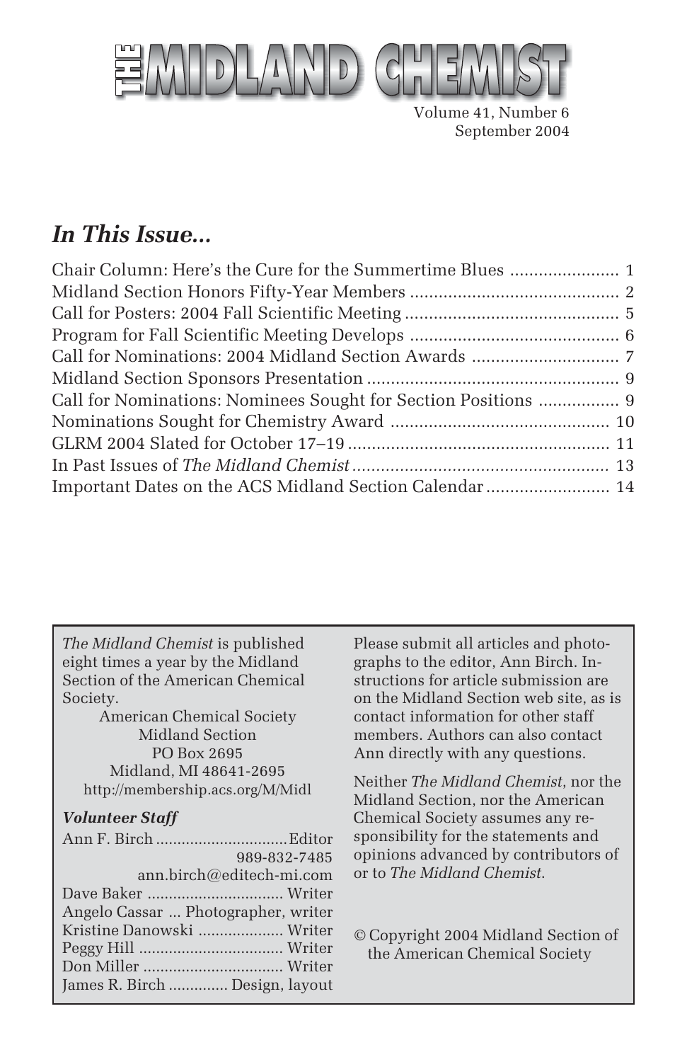# THE MIDLAND CHEMIST

Volume 41, Number 6
September 2004

## *In This Issue...*

| | |
|---|---|
| Chair Column: Here's the Cure for the Summertime Blues | 1 |
| Midland Section Honors Fifty-Year Members | 2 |
| Call for Posters: 2004 Fall Scientific Meeting | 5 |
| Program for Fall Scientific Meeting Develops | 6 |
| Call for Nominations: 2004 Midland Section Awards | 7 |
| Midland Section Sponsors Presentation | 9 |
| Call for Nominations: Nominees Sought for Section Positions | 9 |
| Nominations Sought for Chemistry Award | 10 |
| GLRM 2004 Slated for October 17–19 | 11 |
| In Past Issues of *The Midland Chemist* | 13 |
| Important Dates on the ACS Midland Section Calendar | 14 |

*The Midland Chemist* is published eight times a year by the Midland Section of the American Chemical Society.

American Chemical Society
Midland Section
PO Box 2695
Midland, MI 48641-2695
http://membership.acs.org/M/Midl

***Volunteer Staff***

| | |
|---|---|
| Ann F. Birch | Editor |
| | 989-832-7485 |
| | ann.birch@editech-mi.com |
| Dave Baker | Writer |
| Angelo Cassar | Photographer, writer |
| Kristine Danowski | Writer |
| Peggy Hill | Writer |
| Don Miller | Writer |
| James R. Birch | Design, layout |

Please submit all articles and photographs to the editor, Ann Birch. Instructions for article submission are on the Midland Section web site, as is contact information for other staff members. Authors can also contact Ann directly with any questions.

Neither *The Midland Chemist*, nor the Midland Section, nor the American Chemical Society assumes any responsibility for the statements and opinions advanced by contributors of or to *The Midland Chemist*.

© Copyright 2004 Midland Section of the American Chemical Society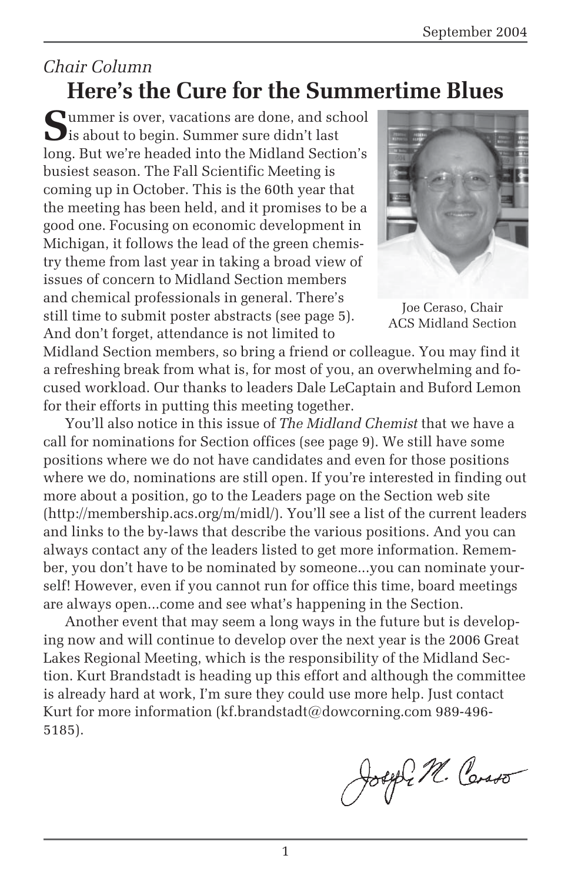*Chair Column*

# Here's the Cure for the Summertime Blues

Summer is over, vacations are done, and school is about to begin. Summer sure didn't last long. But we're headed into the Midland Section's busiest season. The Fall Scientific Meeting is coming up in October. This is the 60th year that the meeting has been held, and it promises to be a good one. Focusing on economic development in Michigan, it follows the lead of the green chemistry theme from last year in taking a broad view of issues of concern to Midland Section members and chemical professionals in general. There's still time to submit poster abstracts (see page 5). And don't forget, attendance is not limited to Midland Section members, so bring a friend or colleague. You may find it a refreshing break from what is, for most of you, an overwhelming and focused workload. Our thanks to leaders Dale LeCaptain and Buford Lemon for their efforts in putting this meeting together.

Joe Ceraso, Chair
ACS Midland Section

You'll also notice in this issue of *The Midland Chemist* that we have a call for nominations for Section offices (see page 9). We still have some positions where we do not have candidates and even for those positions where we do, nominations are still open. If you're interested in finding out more about a position, go to the Leaders page on the Section web site (http://membership.acs.org/m/midl/). You'll see a list of the current leaders and links to the by-laws that describe the various positions. And you can always contact any of the leaders listed to get more information. Remember, you don't have to be nominated by someone...you can nominate yourself! However, even if you cannot run for office this time, board meetings are always open...come and see what's happening in the Section.

Another event that may seem a long ways in the future but is developing now and will continue to develop over the next year is the 2006 Great Lakes Regional Meeting, which is the responsibility of the Midland Section. Kurt Brandstadt is heading up this effort and although the committee is already hard at work, I'm sure they could use more help. Just contact Kurt for more information (kf.brandstadt@dowcorning.com 989-496-5185).

Joseph M. Ceraso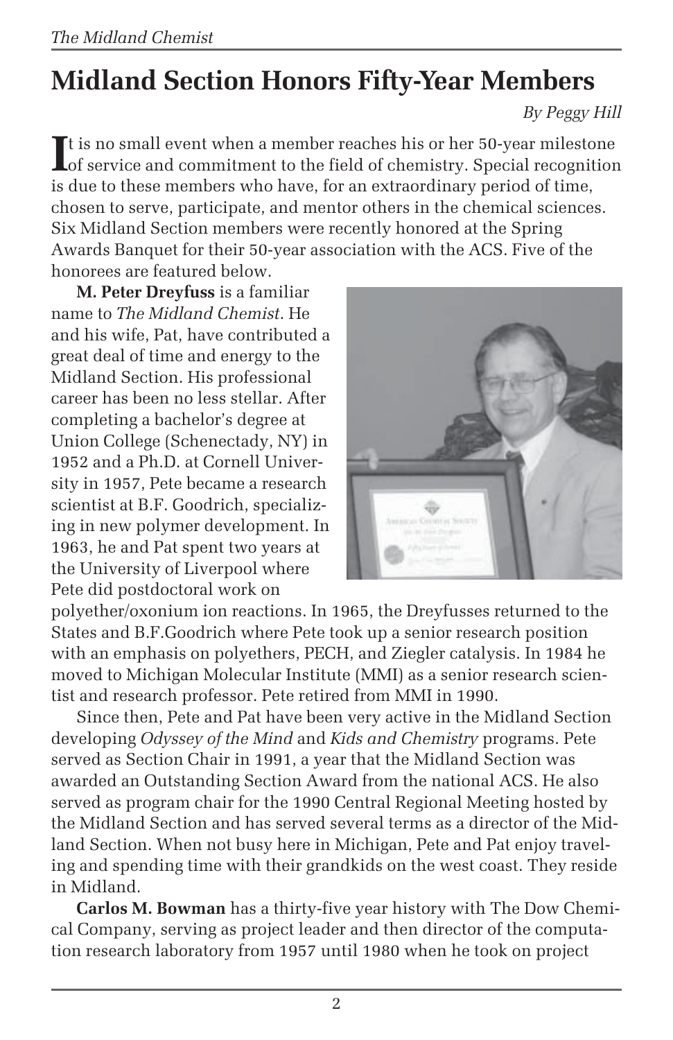# Midland Section Honors Fifty-Year Members

*By Peggy Hill*

It is no small event when a member reaches his or her 50-year milestone of service and commitment to the field of chemistry. Special recognition is due to these members who have, for an extraordinary period of time, chosen to serve, participate, and mentor others in the chemical sciences. Six Midland Section members were recently honored at the Spring Awards Banquet for their 50-year association with the ACS. Five of the honorees are featured below.

**M. Peter Dreyfuss** is a familiar name to *The Midland Chemist*. He and his wife, Pat, have contributed a great deal of time and energy to the Midland Section. His professional career has been no less stellar. After completing a bachelor's degree at Union College (Schenectady, NY) in 1952 and a Ph.D. at Cornell University in 1957, Pete became a research scientist at B.F. Goodrich, specializing in new polymer development. In 1963, he and Pat spent two years at the University of Liverpool where Pete did postdoctoral work on polyether/oxonium ion reactions. In 1965, the Dreyfusses returned to the States and B.F.Goodrich where Pete took up a senior research position with an emphasis on polyethers, PECH, and Ziegler catalysis. In 1984 he moved to Michigan Molecular Institute (MMI) as a senior research scientist and research professor. Pete retired from MMI in 1990.

Since then, Pete and Pat have been very active in the Midland Section developing *Odyssey of the Mind* and *Kids and Chemistry* programs. Pete served as Section Chair in 1991, a year that the Midland Section was awarded an Outstanding Section Award from the national ACS. He also served as program chair for the 1990 Central Regional Meeting hosted by the Midland Section and has served several terms as a director of the Midland Section. When not busy here in Michigan, Pete and Pat enjoy traveling and spending time with their grandkids on the west coast. They reside in Midland.

**Carlos M. Bowman** has a thirty-five year history with The Dow Chemical Company, serving as project leader and then director of the computation research laboratory from 1957 until 1980 when he took on project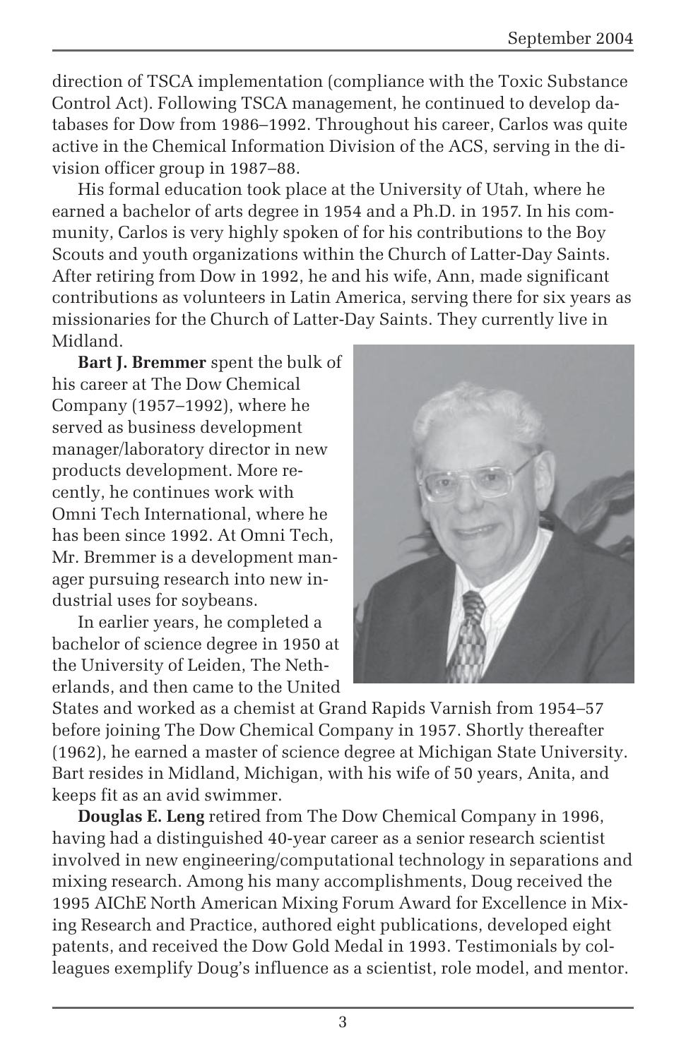direction of TSCA implementation (compliance with the Toxic Substance Control Act). Following TSCA management, he continued to develop databases for Dow from 1986–1992. Throughout his career, Carlos was quite active in the Chemical Information Division of the ACS, serving in the division officer group in 1987–88.

His formal education took place at the University of Utah, where he earned a bachelor of arts degree in 1954 and a Ph.D. in 1957. In his community, Carlos is very highly spoken of for his contributions to the Boy Scouts and youth organizations within the Church of Latter-Day Saints. After retiring from Dow in 1992, he and his wife, Ann, made significant contributions as volunteers in Latin America, serving there for six years as missionaries for the Church of Latter-Day Saints. They currently live in Midland.

**Bart J. Bremmer** spent the bulk of his career at The Dow Chemical Company (1957–1992), where he served as business development manager/laboratory director in new products development. More recently, he continues work with Omni Tech International, where he has been since 1992. At Omni Tech, Mr. Bremmer is a development manager pursuing research into new industrial uses for soybeans.

In earlier years, he completed a bachelor of science degree in 1950 at the University of Leiden, The Netherlands, and then came to the United States and worked as a chemist at Grand Rapids Varnish from 1954–57 before joining The Dow Chemical Company in 1957. Shortly thereafter (1962), he earned a master of science degree at Michigan State University. Bart resides in Midland, Michigan, with his wife of 50 years, Anita, and keeps fit as an avid swimmer.

**Douglas E. Leng** retired from The Dow Chemical Company in 1996, having had a distinguished 40-year career as a senior research scientist involved in new engineering/computational technology in separations and mixing research. Among his many accomplishments, Doug received the 1995 AIChE North American Mixing Forum Award for Excellence in Mixing Research and Practice, authored eight publications, developed eight patents, and received the Dow Gold Medal in 1993. Testimonials by colleagues exemplify Doug's influence as a scientist, role model, and mentor.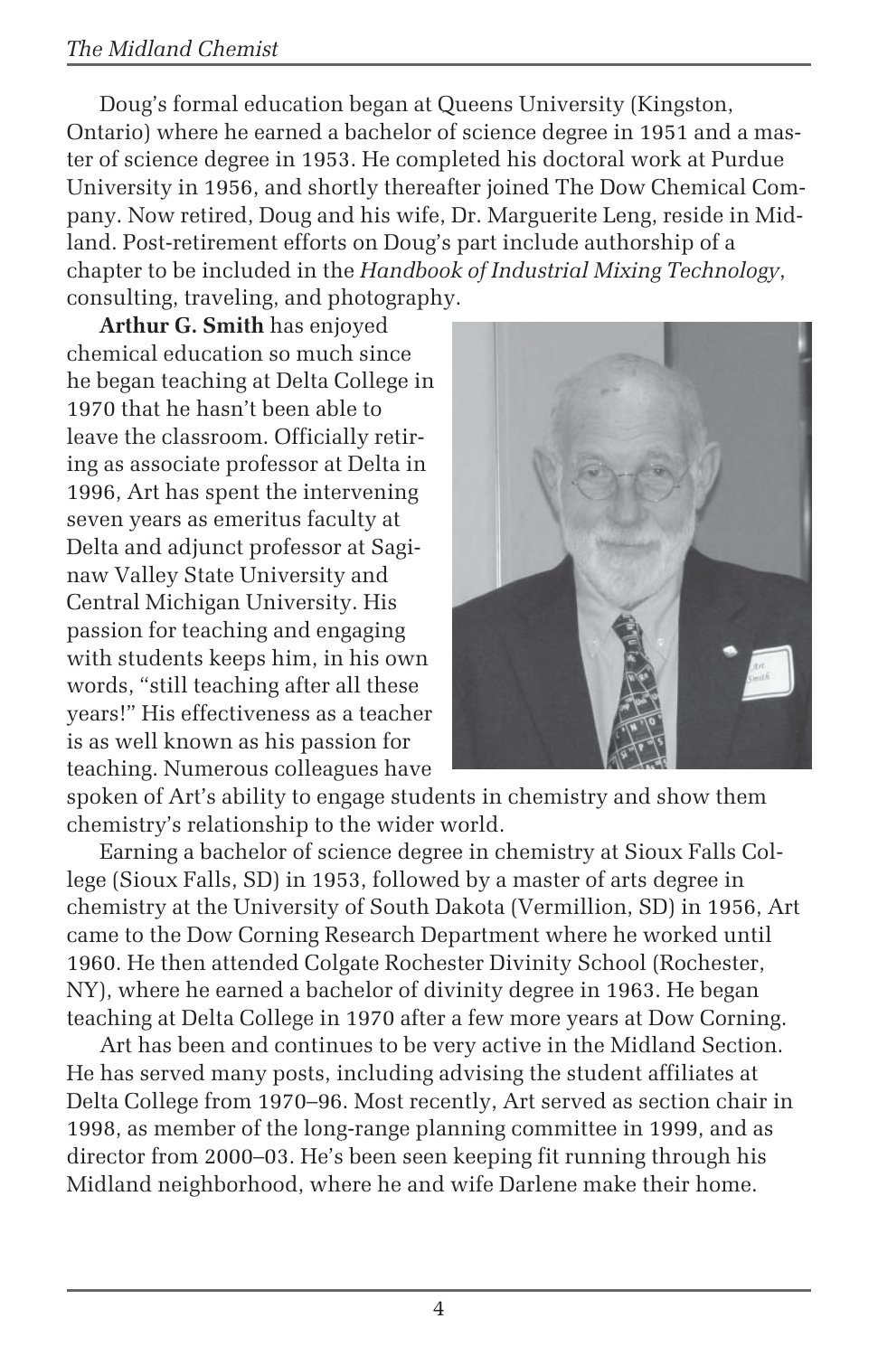Doug's formal education began at Queens University (Kingston, Ontario) where he earned a bachelor of science degree in 1951 and a master of science degree in 1953. He completed his doctoral work at Purdue University in 1956, and shortly thereafter joined The Dow Chemical Company. Now retired, Doug and his wife, Dr. Marguerite Leng, reside in Midland. Post-retirement efforts on Doug's part include authorship of a chapter to be included in the *Handbook of Industrial Mixing Technology*, consulting, traveling, and photography.

**Arthur G. Smith** has enjoyed chemical education so much since he began teaching at Delta College in 1970 that he hasn't been able to leave the classroom. Officially retiring as associate professor at Delta in 1996, Art has spent the intervening seven years as emeritus faculty at Delta and adjunct professor at Saginaw Valley State University and Central Michigan University. His passion for teaching and engaging with students keeps him, in his own words, "still teaching after all these years!" His effectiveness as a teacher is as well known as his passion for teaching. Numerous colleagues have spoken of Art's ability to engage students in chemistry and show them chemistry's relationship to the wider world.

Earning a bachelor of science degree in chemistry at Sioux Falls College (Sioux Falls, SD) in 1953, followed by a master of arts degree in chemistry at the University of South Dakota (Vermillion, SD) in 1956, Art came to the Dow Corning Research Department where he worked until 1960. He then attended Colgate Rochester Divinity School (Rochester, NY), where he earned a bachelor of divinity degree in 1963. He began teaching at Delta College in 1970 after a few more years at Dow Corning.

Art has been and continues to be very active in the Midland Section. He has served many posts, including advising the student affiliates at Delta College from 1970–96. Most recently, Art served as section chair in 1998, as member of the long-range planning committee in 1999, and as director from 2000–03. He's been seen keeping fit running through his Midland neighborhood, where he and wife Darlene make their home.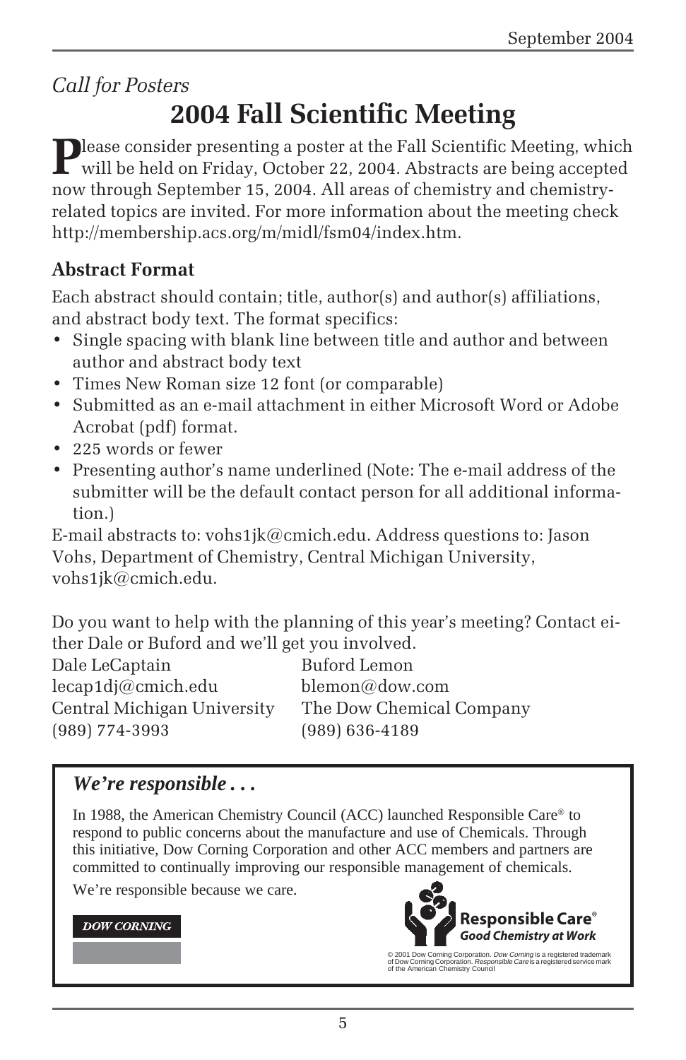*Call for Posters*

# 2004 Fall Scientific Meeting

Please consider presenting a poster at the Fall Scientific Meeting, which will be held on Friday, October 22, 2004. Abstracts are being accepted now through September 15, 2004. All areas of chemistry and chemistry-related topics are invited. For more information about the meeting check http://membership.acs.org/m/midl/fsm04/index.htm.

## Abstract Format

Each abstract should contain; title, author(s) and author(s) affiliations, and abstract body text. The format specifics:

- Single spacing with blank line between title and author and between author and abstract body text
- Times New Roman size 12 font (or comparable)
- Submitted as an e-mail attachment in either Microsoft Word or Adobe Acrobat (pdf) format.
- 225 words or fewer
- Presenting author's name underlined (Note: The e-mail address of the submitter will be the default contact person for all additional information.)

E-mail abstracts to: vohs1jk@cmich.edu. Address questions to: Jason Vohs, Department of Chemistry, Central Michigan University, vohs1jk@cmich.edu.

Do you want to help with the planning of this year's meeting? Contact either Dale or Buford and we'll get you involved.

| Dale LeCaptain | Buford Lemon |
|---|---|
| lecap1dj@cmich.edu | blemon@dow.com |
| Central Michigan University | The Dow Chemical Company |
| (989) 774-3993 | (989) 636-4189 |

### *We're responsible . . .*

In 1988, the American Chemistry Council (ACC) launched Responsible Care® to respond to public concerns about the manufacture and use of Chemicals. Through this initiative, Dow Corning Corporation and other ACC members and partners are committed to continually improving our responsible management of chemicals.

We're responsible because we care.

DOW CORNING

**Responsible Care®**
***Good Chemistry at Work***

© 2001 Dow Corning Corporation. *Dow Corning* is a registered trademark of Dow Corning Corporation. *Responsible Care* is a registered service mark of the American Chemistry Council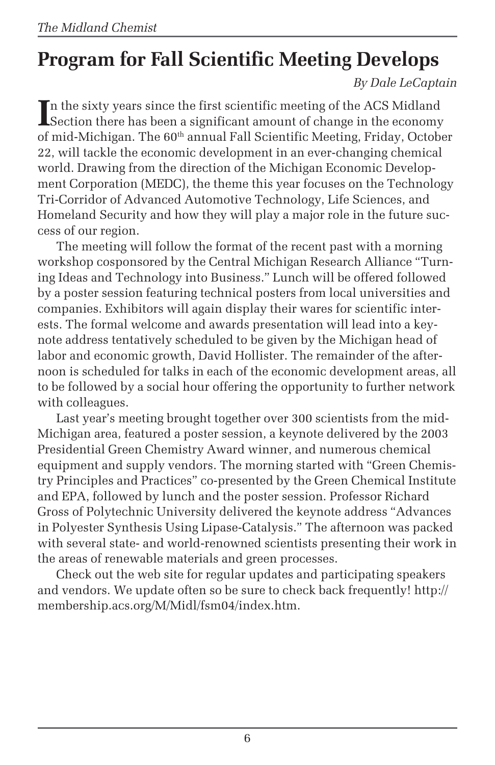# Program for Fall Scientific Meeting Develops

*By Dale LeCaptain*

In the sixty years since the first scientific meeting of the ACS Midland Section there has been a significant amount of change in the economy of mid-Michigan. The 60th annual Fall Scientific Meeting, Friday, October 22, will tackle the economic development in an ever-changing chemical world. Drawing from the direction of the Michigan Economic Development Corporation (MEDC), the theme this year focuses on the Technology Tri-Corridor of Advanced Automotive Technology, Life Sciences, and Homeland Security and how they will play a major role in the future success of our region.

The meeting will follow the format of the recent past with a morning workshop cosponsored by the Central Michigan Research Alliance "Turning Ideas and Technology into Business." Lunch will be offered followed by a poster session featuring technical posters from local universities and companies. Exhibitors will again display their wares for scientific interests. The formal welcome and awards presentation will lead into a keynote address tentatively scheduled to be given by the Michigan head of labor and economic growth, David Hollister. The remainder of the afternoon is scheduled for talks in each of the economic development areas, all to be followed by a social hour offering the opportunity to further network with colleagues.

Last year's meeting brought together over 300 scientists from the mid-Michigan area, featured a poster session, a keynote delivered by the 2003 Presidential Green Chemistry Award winner, and numerous chemical equipment and supply vendors. The morning started with "Green Chemistry Principles and Practices" co-presented by the Green Chemical Institute and EPA, followed by lunch and the poster session. Professor Richard Gross of Polytechnic University delivered the keynote address "Advances in Polyester Synthesis Using Lipase-Catalysis." The afternoon was packed with several state- and world-renowned scientists presenting their work in the areas of renewable materials and green processes.

Check out the web site for regular updates and participating speakers and vendors. We update often so be sure to check back frequently! http://membership.acs.org/M/Midl/fsm04/index.htm.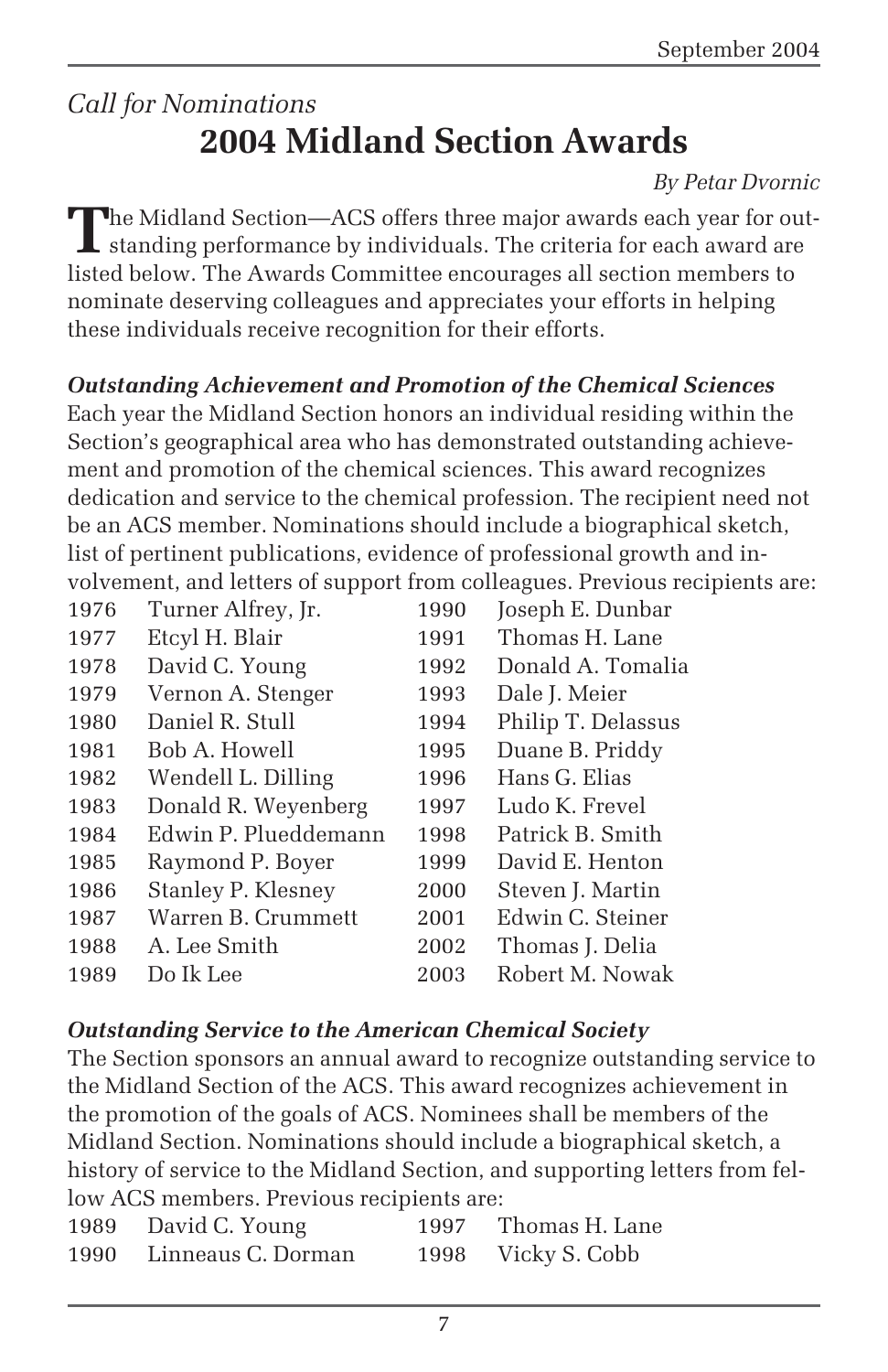*Call for Nominations*

# 2004 Midland Section Awards

*By Petar Dvornic*

The Midland Section—ACS offers three major awards each year for outstanding performance by individuals. The criteria for each award are listed below. The Awards Committee encourages all section members to nominate deserving colleagues and appreciates your efforts in helping these individuals receive recognition for their efforts.

### *Outstanding Achievement and Promotion of the Chemical Sciences*

Each year the Midland Section honors an individual residing within the Section's geographical area who has demonstrated outstanding achievement and promotion of the chemical sciences. This award recognizes dedication and service to the chemical profession. The recipient need not be an ACS member. Nominations should include a biographical sketch, list of pertinent publications, evidence of professional growth and involvement, and letters of support from colleagues. Previous recipients are:

| | | | |
|---|---|---|---|
| 1976 | Turner Alfrey, Jr. | 1990 | Joseph E. Dunbar |
| 1977 | Etcyl H. Blair | 1991 | Thomas H. Lane |
| 1978 | David C. Young | 1992 | Donald A. Tomalia |
| 1979 | Vernon A. Stenger | 1993 | Dale J. Meier |
| 1980 | Daniel R. Stull | 1994 | Philip T. Delassus |
| 1981 | Bob A. Howell | 1995 | Duane B. Priddy |
| 1982 | Wendell L. Dilling | 1996 | Hans G. Elias |
| 1983 | Donald R. Weyenberg | 1997 | Ludo K. Frevel |
| 1984 | Edwin P. Plueddemann | 1998 | Patrick B. Smith |
| 1985 | Raymond P. Boyer | 1999 | David E. Henton |
| 1986 | Stanley P. Klesney | 2000 | Steven J. Martin |
| 1987 | Warren B. Crummett | 2001 | Edwin C. Steiner |
| 1988 | A. Lee Smith | 2002 | Thomas J. Delia |
| 1989 | Do Ik Lee | 2003 | Robert M. Nowak |

### *Outstanding Service to the American Chemical Society*

The Section sponsors an annual award to recognize outstanding service to the Midland Section of the ACS. This award recognizes achievement in the promotion of the goals of ACS. Nominees shall be members of the Midland Section. Nominations should include a biographical sketch, a history of service to the Midland Section, and supporting letters from fellow ACS members. Previous recipients are:

| | | | |
|---|---|---|---|
| 1989 | David C. Young | 1997 | Thomas H. Lane |
| 1990 | Linneaus C. Dorman | 1998 | Vicky S. Cobb |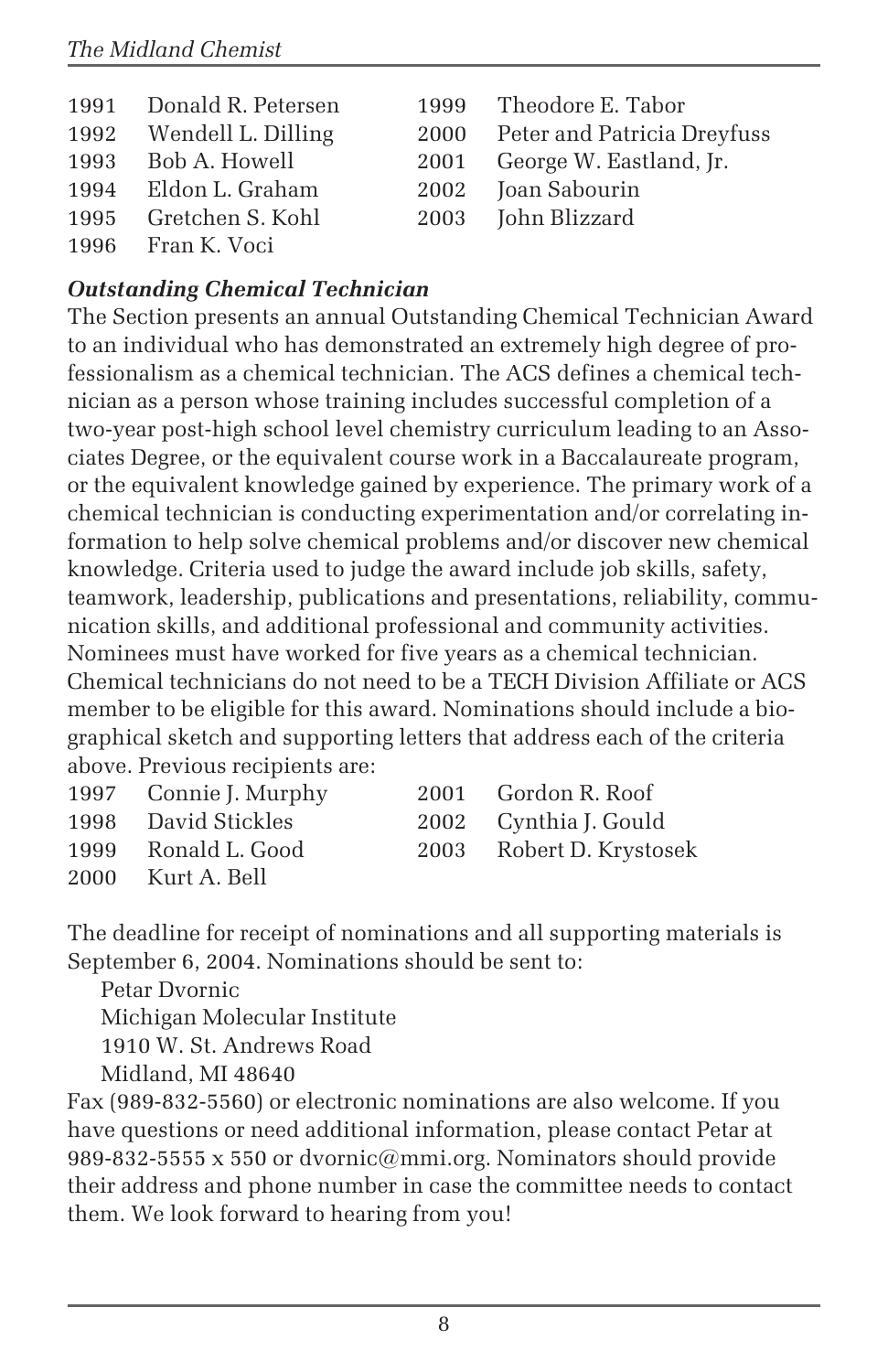1991 Donald R. Petersen
1992 Wendell L. Dilling
1993 Bob A. Howell
1994 Eldon L. Graham
1995 Gretchen S. Kohl
1996 Fran K. Voci
1999 Theodore E. Tabor
2000 Peter and Patricia Dreyfuss
2001 George W. Eastland, Jr.
2002 Joan Sabourin
2003 John Blizzard

### *Outstanding Chemical Technician*

The Section presents an annual Outstanding Chemical Technician Award to an individual who has demonstrated an extremely high degree of professionalism as a chemical technician. The ACS defines a chemical technician as a person whose training includes successful completion of a two-year post-high school level chemistry curriculum leading to an Associates Degree, or the equivalent course work in a Baccalaureate program, or the equivalent knowledge gained by experience. The primary work of a chemical technician is conducting experimentation and/or correlating information to help solve chemical problems and/or discover new chemical knowledge. Criteria used to judge the award include job skills, safety, teamwork, leadership, publications and presentations, reliability, communication skills, and additional professional and community activities. Nominees must have worked for five years as a chemical technician. Chemical technicians do not need to be a TECH Division Affiliate or ACS member to be eligible for this award. Nominations should include a biographical sketch and supporting letters that address each of the criteria above. Previous recipients are:

1997 Connie J. Murphy
1998 David Stickles
1999 Ronald L. Good
2000 Kurt A. Bell
2001 Gordon R. Roof
2002 Cynthia J. Gould
2003 Robert D. Krystosek

The deadline for receipt of nominations and all supporting materials is September 6, 2004. Nominations should be sent to:

Petar Dvornic
Michigan Molecular Institute
1910 W. St. Andrews Road
Midland, MI 48640

Fax (989-832-5560) or electronic nominations are also welcome. If you have questions or need additional information, please contact Petar at 989-832-5555 x 550 or dvornic@mmi.org. Nominators should provide their address and phone number in case the committee needs to contact them. We look forward to hearing from you!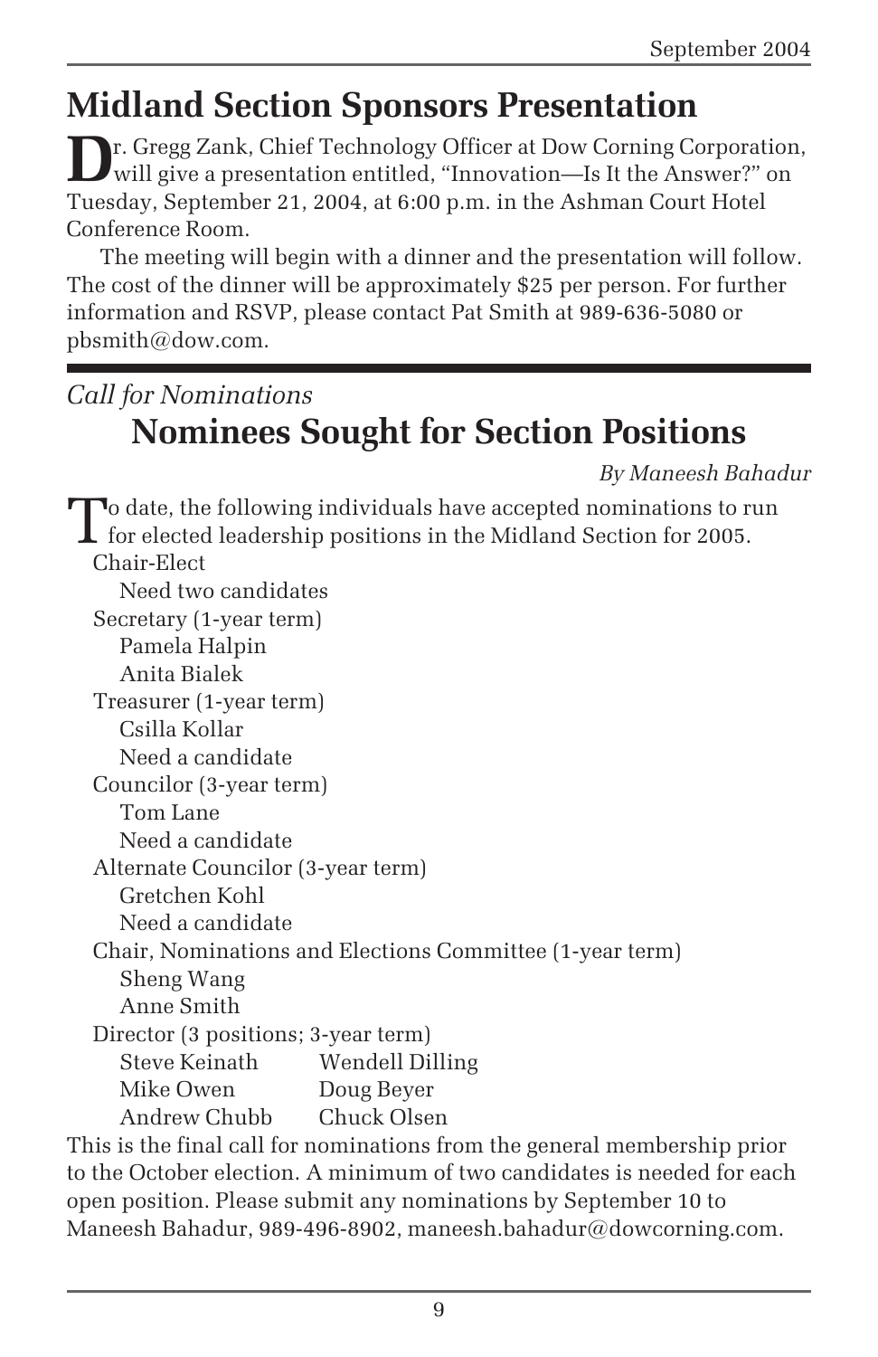## Midland Section Sponsors Presentation

Dr. Gregg Zank, Chief Technology Officer at Dow Corning Corporation, will give a presentation entitled, "Innovation—Is It the Answer?" on Tuesday, September 21, 2004, at 6:00 p.m. in the Ashman Court Hotel Conference Room.

The meeting will begin with a dinner and the presentation will follow. The cost of the dinner will be approximately $25 per person. For further information and RSVP, please contact Pat Smith at 989-636-5080 or pbsmith@dow.com.

---

*Call for Nominations*

## Nominees Sought for Section Positions

*By Maneesh Bahadur*

To date, the following individuals have accepted nominations to run for elected leadership positions in the Midland Section for 2005.

- Chair-Elect
  - Need two candidates
- Secretary (1-year term)
  - Pamela Halpin
  - Anita Bialek
- Treasurer (1-year term)
  - Csilla Kollar
  - Need a candidate
- Councilor (3-year term)
  - Tom Lane
  - Need a candidate
- Alternate Councilor (3-year term)
  - Gretchen Kohl
  - Need a candidate
- Chair, Nominations and Elections Committee (1-year term)
  - Sheng Wang
  - Anne Smith
- Director (3 positions; 3-year term)
  - Steve Keinath
  - Wendell Dilling
  - Mike Owen
  - Doug Beyer
  - Andrew Chubb
  - Chuck Olsen

This is the final call for nominations from the general membership prior to the October election. A minimum of two candidates is needed for each open position. Please submit any nominations by September 10 to Maneesh Bahadur, 989-496-8902, maneesh.bahadur@dowcorning.com.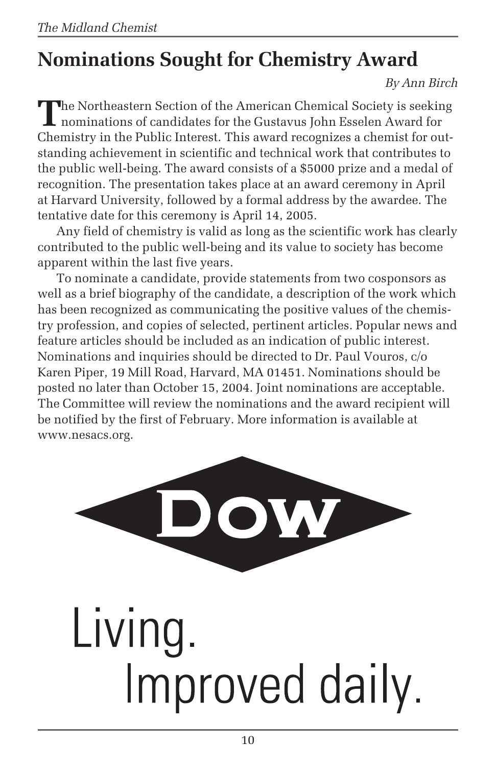## Nominations Sought for Chemistry Award

*By Ann Birch*

The Northeastern Section of the American Chemical Society is seeking nominations of candidates for the Gustavus John Esselen Award for Chemistry in the Public Interest. This award recognizes a chemist for outstanding achievement in scientific and technical work that contributes to the public well-being. The award consists of a $5000 prize and a medal of recognition. The presentation takes place at an award ceremony in April at Harvard University, followed by a formal address by the awardee. The tentative date for this ceremony is April 14, 2005.

Any field of chemistry is valid as long as the scientific work has clearly contributed to the public well-being and its value to society has become apparent within the last five years.

To nominate a candidate, provide statements from two cosponsors as well as a brief biography of the candidate, a description of the work which has been recognized as communicating the positive values of the chemistry profession, and copies of selected, pertinent articles. Popular news and feature articles should be included as an indication of public interest. Nominations and inquiries should be directed to Dr. Paul Vouros, c/o Karen Piper, 19 Mill Road, Harvard, MA 01451. Nominations should be posted no later than October 15, 2004. Joint nominations are acceptable. The Committee will review the nominations and the award recipient will be notified by the first of February. More information is available at www.nesacs.org.

DOW

Living.
Improved daily.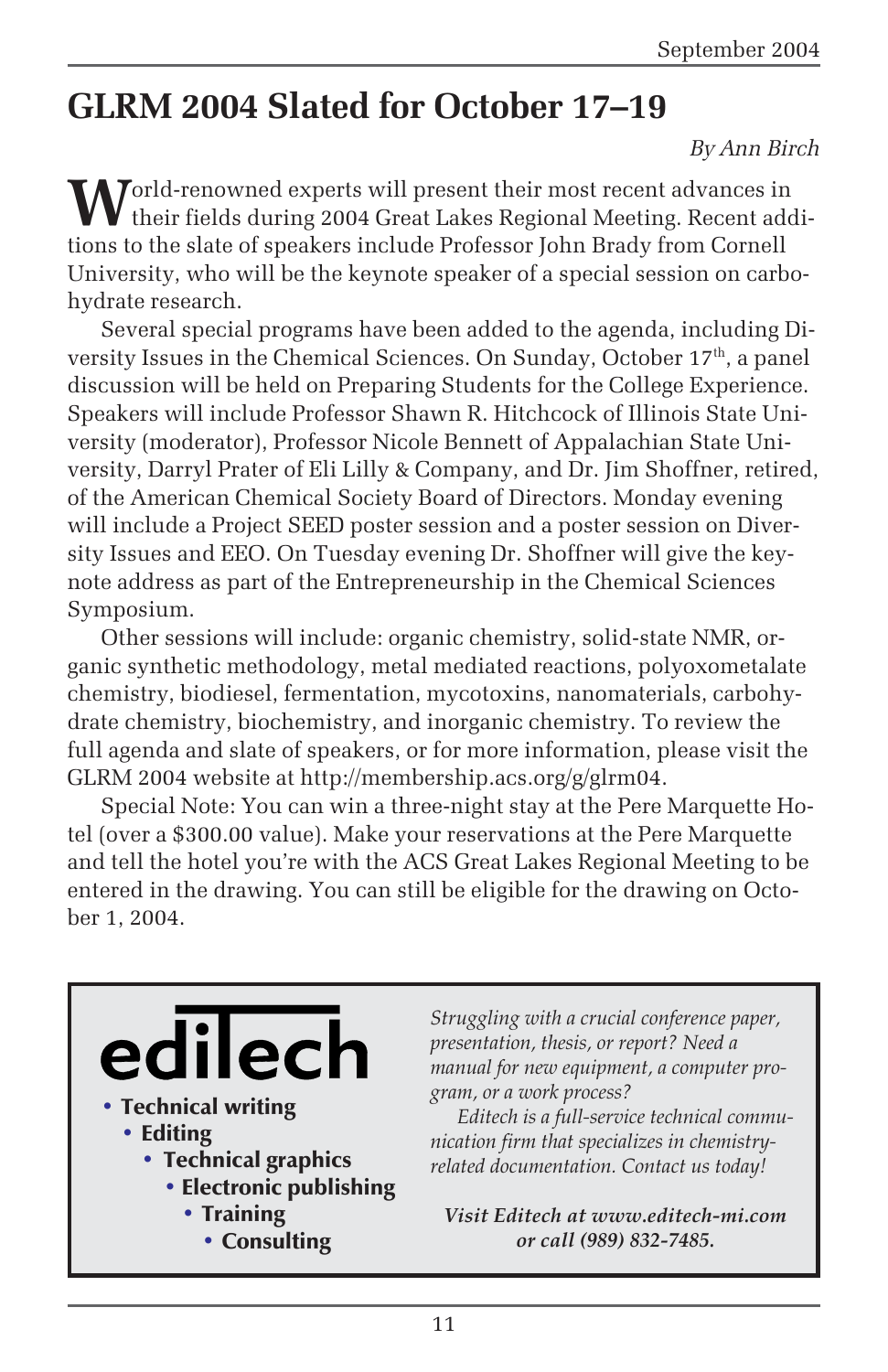# GLRM 2004 Slated for October 17–19

*By Ann Birch*

World-renowned experts will present their most recent advances in their fields during 2004 Great Lakes Regional Meeting. Recent additions to the slate of speakers include Professor John Brady from Cornell University, who will be the keynote speaker of a special session on carbohydrate research.

Several special programs have been added to the agenda, including Diversity Issues in the Chemical Sciences. On Sunday, October 17th, a panel discussion will be held on Preparing Students for the College Experience. Speakers will include Professor Shawn R. Hitchcock of Illinois State University (moderator), Professor Nicole Bennett of Appalachian State University, Darryl Prater of Eli Lilly & Company, and Dr. Jim Shoffner, retired, of the American Chemical Society Board of Directors. Monday evening will include a Project SEED poster session and a poster session on Diversity Issues and EEO. On Tuesday evening Dr. Shoffner will give the keynote address as part of the Entrepreneurship in the Chemical Sciences Symposium.

Other sessions will include: organic chemistry, solid-state NMR, organic synthetic methodology, metal mediated reactions, polyoxometalate chemistry, biodiesel, fermentation, mycotoxins, nanomaterials, carbohydrate chemistry, biochemistry, and inorganic chemistry. To review the full agenda and slate of speakers, or for more information, please visit the GLRM 2004 website at http://membership.acs.org/g/glrm04.

Special Note: You can win a three-night stay at the Pere Marquette Hotel (over a $300.00 value). Make your reservations at the Pere Marquette and tell the hotel you're with the ACS Great Lakes Regional Meeting to be entered in the drawing. You can still be eligible for the drawing on October 1, 2004.

---

**ediTech**

- **Technical writing**
- **Editing**
- **Technical graphics**
- **Electronic publishing**
- **Training**
- **Consulting**

*Struggling with a crucial conference paper, presentation, thesis, or report? Need a manual for new equipment, a computer program, or a work process?*

*Editech is a full-service technical communication firm that specializes in chemistry-related documentation. Contact us today!*

***Visit Editech at www.editech-mi.com or call (989) 832-7485.***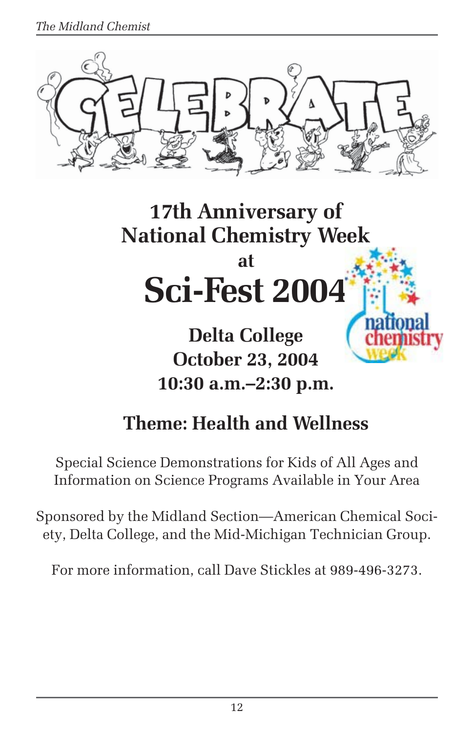# 17th Anniversary of National Chemistry Week

at

# Sci-Fest 2004

## Delta College
## October 23, 2004
## 10:30 a.m.–2:30 p.m.

## Theme: Health and Wellness

Special Science Demonstrations for Kids of All Ages and Information on Science Programs Available in Your Area

Sponsored by the Midland Section—American Chemical Society, Delta College, and the Mid-Michigan Technician Group.

For more information, call Dave Stickles at 989-496-3273.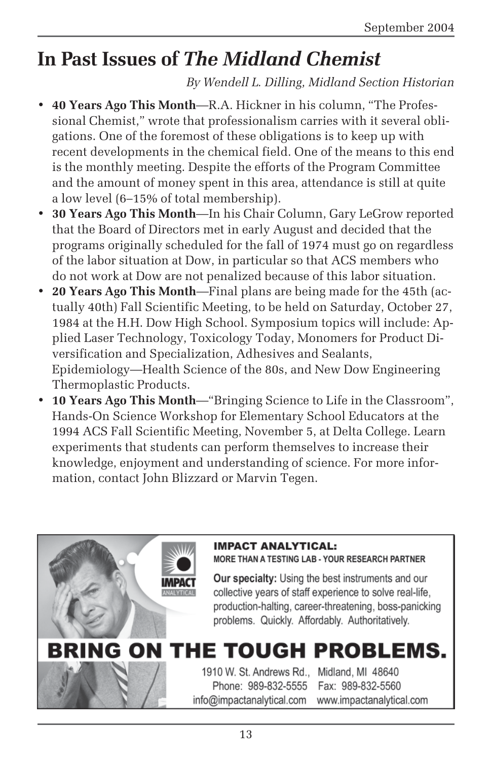# In Past Issues of *The Midland Chemist*

*By Wendell L. Dilling, Midland Section Historian*

- **40 Years Ago This Month**—R.A. Hickner in his column, "The Professional Chemist," wrote that professionalism carries with it several obligations. One of the foremost of these obligations is to keep up with recent developments in the chemical field. One of the means to this end is the monthly meeting. Despite the efforts of the Program Committee and the amount of money spent in this area, attendance is still at quite a low level (6–15% of total membership).
- **30 Years Ago This Month**—In his Chair Column, Gary LeGrow reported that the Board of Directors met in early August and decided that the programs originally scheduled for the fall of 1974 must go on regardless of the labor situation at Dow, in particular so that ACS members who do not work at Dow are not penalized because of this labor situation.
- **20 Years Ago This Month**—Final plans are being made for the 45th (actually 40th) Fall Scientific Meeting, to be held on Saturday, October 27, 1984 at the H.H. Dow High School. Symposium topics will include: Applied Laser Technology, Toxicology Today, Monomers for Product Diversification and Specialization, Adhesives and Sealants, Epidemiology—Health Science of the 80s, and New Dow Engineering Thermoplastic Products.
- **10 Years Ago This Month**—"Bringing Science to Life in the Classroom", Hands-On Science Workshop for Elementary School Educators at the 1994 ACS Fall Scientific Meeting, November 5, at Delta College. Learn experiments that students can perform themselves to increase their knowledge, enjoyment and understanding of science. For more information, contact John Blizzard or Marvin Tegen.

**IMPACT ANALYTICAL:**
**MORE THAN A TESTING LAB - YOUR RESEARCH PARTNER**

**Our specialty:** Using the best instruments and our collective years of staff experience to solve real-life, production-halting, career-threatening, boss-panicking problems. Quickly. Affordably. Authoritatively.

**BRING ON THE TOUGH PROBLEMS.**

1910 W. St. Andrews Rd., Midland, MI 48640
Phone: 989-832-5555 Fax: 989-832-5560
info@impactanalytical.com www.impactanalytical.com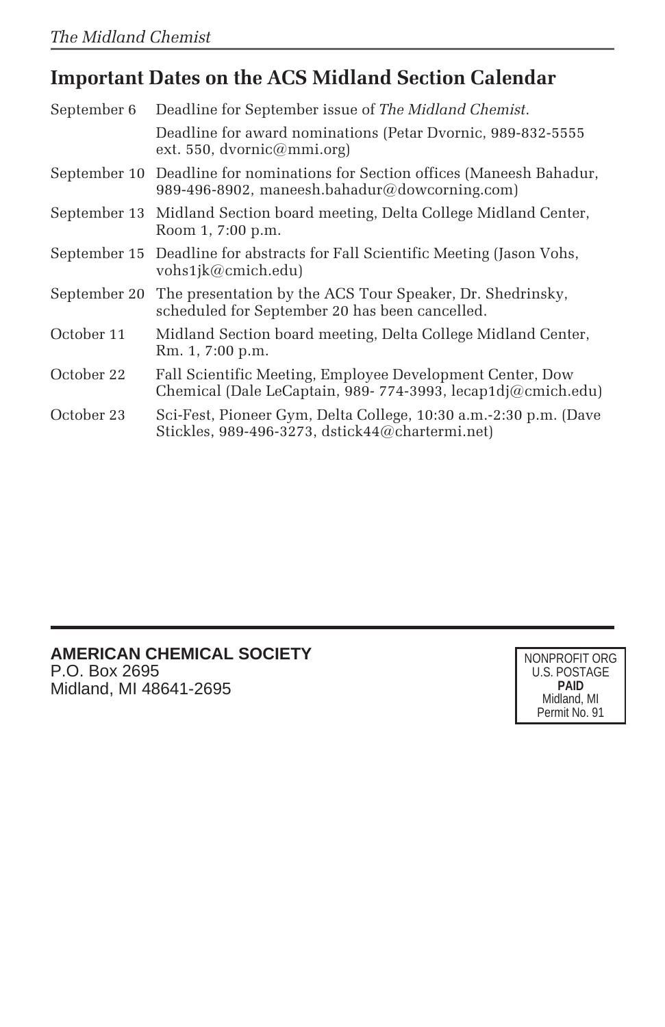## Important Dates on the ACS Midland Section Calendar

| | |
|---|---|
| September 6 | Deadline for September issue of *The Midland Chemist*. |
| | Deadline for award nominations (Petar Dvornic, 989-832-5555 ext. 550, dvornic@mmi.org) |
| September 10 | Deadline for nominations for Section offices (Maneesh Bahadur, 989-496-8902, maneesh.bahadur@dowcorning.com) |
| September 13 | Midland Section board meeting, Delta College Midland Center, Room 1, 7:00 p.m. |
| September 15 | Deadline for abstracts for Fall Scientific Meeting (Jason Vohs, vohs1jk@cmich.edu) |
| September 20 | The presentation by the ACS Tour Speaker, Dr. Shedrinsky, scheduled for September 20 has been cancelled. |
| October 11 | Midland Section board meeting, Delta College Midland Center, Rm. 1, 7:00 p.m. |
| October 22 | Fall Scientific Meeting, Employee Development Center, Dow Chemical (Dale LeCaptain, 989- 774-3993, lecap1dj@cmich.edu) |
| October 23 | Sci-Fest, Pioneer Gym, Delta College, 10:30 a.m.-2:30 p.m. (Dave Stickles, 989-496-3273, dstick44@chartermi.net) |

**AMERICAN CHEMICAL SOCIETY**
P.O. Box 2695
Midland, MI 48641-2695

NONPROFIT ORG
U.S. POSTAGE
**PAID**
Midland, MI
Permit No. 91